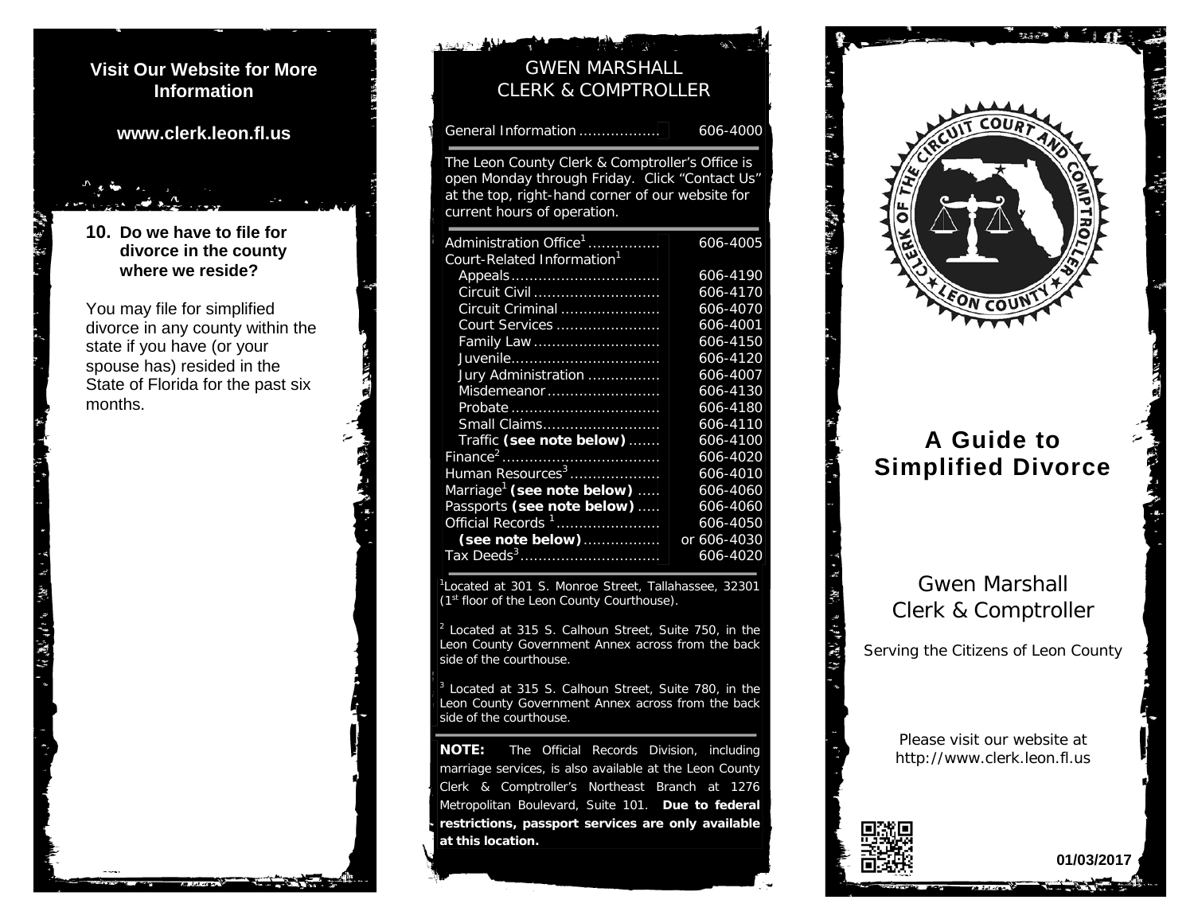## Visit Our Website for More Information

**www.clerk.leon.fl.us**

**10. Do we have to file for divorce in the county where we reside?**

You may file for simplified divorce in any county within the state if you have (or your spouse has) resided in the State of Florida for the past six months.

## GWEN MARSHALL
## CLERK & COMPTROLLER

| | |
|---|---|
| General Information | 606-4000 |

The Leon County Clerk & Comptroller's Office is open Monday through Friday. Click "Contact Us" at the top, right-hand corner of our website for current hours of operation.

| | |
|---|---|
| Administration Office[1] | 606-4005 |
| Court-Related Information[1] | |
| Appeals | 606-4190 |
| Circuit Civil | 606-4170 |
| Circuit Criminal | 606-4070 |
| Court Services | 606-4001 |
| Family Law | 606-4150 |
| Juvenile | 606-4120 |
| Jury Administration | 606-4007 |
| Misdemeanor | 606-4130 |
| Probate | 606-4180 |
| Small Claims | 606-4110 |
| Traffic **(see note below)** | 606-4100 |
| Finance[2] | 606-4020 |
| Human Resources[3] | 606-4010 |
| Marriage[1] **(see note below)** | 606-4060 |
| Passports **(see note below)** | 606-4060 |
| Official Records [1] | 606-4050 |
| **(see note below)** | or 606-4030 |
| Tax Deeds[3] | 606-4020 |

[1]Located at 301 S. Monroe Street, Tallahassee, 32301 (1st floor of the Leon County Courthouse).

[2] Located at 315 S. Calhoun Street, Suite 750, in the Leon County Government Annex across from the back side of the courthouse.

[3] Located at 315 S. Calhoun Street, Suite 780, in the Leon County Government Annex across from the back side of the courthouse.

**NOTE:** The Official Records Division, including marriage services, is also available at the Leon County Clerk & Comptroller's Northeast Branch at 1276 Metropolitan Boulevard, Suite 101. **Due to federal restrictions, passport services are only available at this location.**

CLERK OF THE CIRCUIT COURT AND COMPTROLLER ★ LEON COUNTY ★

# A Guide to Simplified Divorce

Gwen Marshall
Clerk & Comptroller

Serving the Citizens of Leon County

Please visit our website at http://www.clerk.leon.fl.us

**01/03/2017**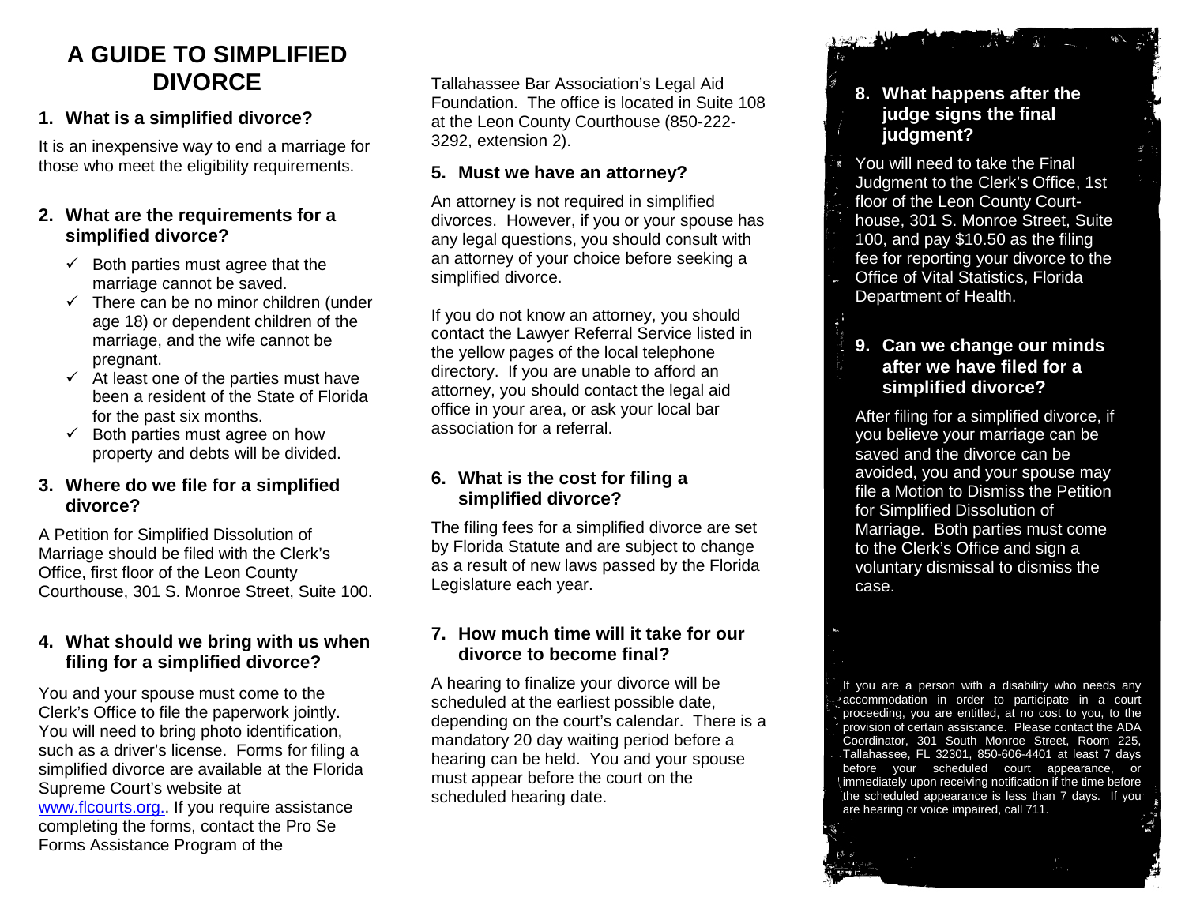# A GUIDE TO SIMPLIFIED DIVORCE

## 1. What is a simplified divorce?

It is an inexpensive way to end a marriage for those who meet the eligibility requirements.

## 2. What are the requirements for a simplified divorce?

- ✓ Both parties must agree that the marriage cannot be saved.
- ✓ There can be no minor children (under age 18) or dependent children of the marriage, and the wife cannot be pregnant.
- ✓ At least one of the parties must have been a resident of the State of Florida for the past six months.
- ✓ Both parties must agree on how property and debts will be divided.

## 3. Where do we file for a simplified divorce?

A Petition for Simplified Dissolution of Marriage should be filed with the Clerk's Office, first floor of the Leon County Courthouse, 301 S. Monroe Street, Suite 100.

## 4. What should we bring with us when filing for a simplified divorce?

You and your spouse must come to the Clerk's Office to file the paperwork jointly. You will need to bring photo identification, such as a driver's license. Forms for filing a simplified divorce are available at the Florida Supreme Court's website at www.flcourts.org.. If you require assistance completing the forms, contact the Pro Se Forms Assistance Program of the Tallahassee Bar Association's Legal Aid Foundation. The office is located in Suite 108 at the Leon County Courthouse (850-222-3292, extension 2).

## 5. Must we have an attorney?

An attorney is not required in simplified divorces. However, if you or your spouse has any legal questions, you should consult with an attorney of your choice before seeking a simplified divorce.

If you do not know an attorney, you should contact the Lawyer Referral Service listed in the yellow pages of the local telephone directory. If you are unable to afford an attorney, you should contact the legal aid office in your area, or ask your local bar association for a referral.

## 6. What is the cost for filing a simplified divorce?

The filing fees for a simplified divorce are set by Florida Statute and are subject to change as a result of new laws passed by the Florida Legislature each year.

## 7. How much time will it take for our divorce to become final?

A hearing to finalize your divorce will be scheduled at the earliest possible date, depending on the court's calendar. There is a mandatory 20 day waiting period before a hearing can be held. You and your spouse must appear before the court on the scheduled hearing date.

## 8. What happens after the judge signs the final judgment?

You will need to take the Final Judgment to the Clerk's Office, 1st floor of the Leon County Courthouse, 301 S. Monroe Street, Suite 100, and pay $10.50 as the filing fee for reporting your divorce to the Office of Vital Statistics, Florida Department of Health.

## 9. Can we change our minds after we have filed for a simplified divorce?

After filing for a simplified divorce, if you believe your marriage can be saved and the divorce can be avoided, you and your spouse may file a Motion to Dismiss the Petition for Simplified Dissolution of Marriage. Both parties must come to the Clerk's Office and sign a voluntary dismissal to dismiss the case.

If you are a person with a disability who needs any accommodation in order to participate in a court proceeding, you are entitled, at no cost to you, to the provision of certain assistance. Please contact the ADA Coordinator, 301 South Monroe Street, Room 225, Tallahassee, FL 32301, 850-606-4401 at least 7 days before your scheduled court appearance, or immediately upon receiving notification if the time before the scheduled appearance is less than 7 days. If you are hearing or voice impaired, call 711.